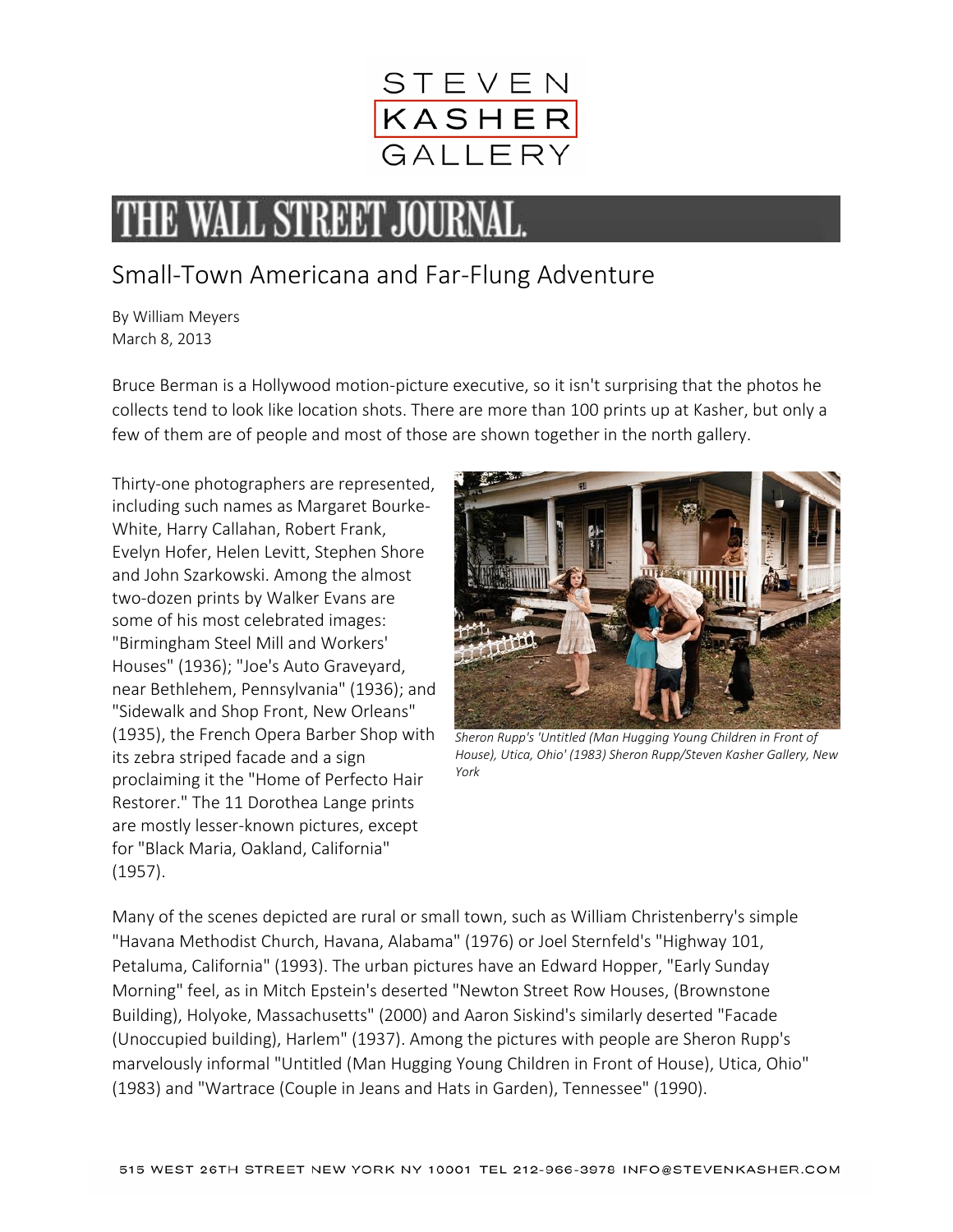STEVEN
KASHER
GALLERY

# THE WALL STREET JOURNAL.

## Small-Town Americana and Far-Flung Adventure

By William Meyers
March 8, 2013

Bruce Berman is a Hollywood motion-picture executive, so it isn't surprising that the photos he collects tend to look like location shots. There are more than 100 prints up at Kasher, but only a few of them are of people and most of those are shown together in the north gallery.

Thirty-one photographers are represented, including such names as Margaret Bourke-White, Harry Callahan, Robert Frank, Evelyn Hofer, Helen Levitt, Stephen Shore and John Szarkowski. Among the almost two-dozen prints by Walker Evans are some of his most celebrated images: "Birmingham Steel Mill and Workers' Houses" (1936); "Joe's Auto Graveyard, near Bethlehem, Pennsylvania" (1936); and "Sidewalk and Shop Front, New Orleans" (1935), the French Opera Barber Shop with its zebra striped facade and a sign proclaiming it the "Home of Perfecto Hair Restorer." The 11 Dorothea Lange prints are mostly lesser-known pictures, except for "Black Maria, Oakland, California" (1957).

*Sheron Rupp's 'Untitled (Man Hugging Young Children in Front of House), Utica, Ohio' (1983) Sheron Rupp/Steven Kasher Gallery, New York*

Many of the scenes depicted are rural or small town, such as William Christenberry's simple "Havana Methodist Church, Havana, Alabama" (1976) or Joel Sternfeld's "Highway 101, Petaluma, California" (1993). The urban pictures have an Edward Hopper, "Early Sunday Morning" feel, as in Mitch Epstein's deserted "Newton Street Row Houses, (Brownstone Building), Holyoke, Massachusetts" (2000) and Aaron Siskind's similarly deserted "Facade (Unoccupied building), Harlem" (1937). Among the pictures with people are Sheron Rupp's marvelously informal "Untitled (Man Hugging Young Children in Front of House), Utica, Ohio" (1983) and "Wartrace (Couple in Jeans and Hats in Garden), Tennessee" (1990).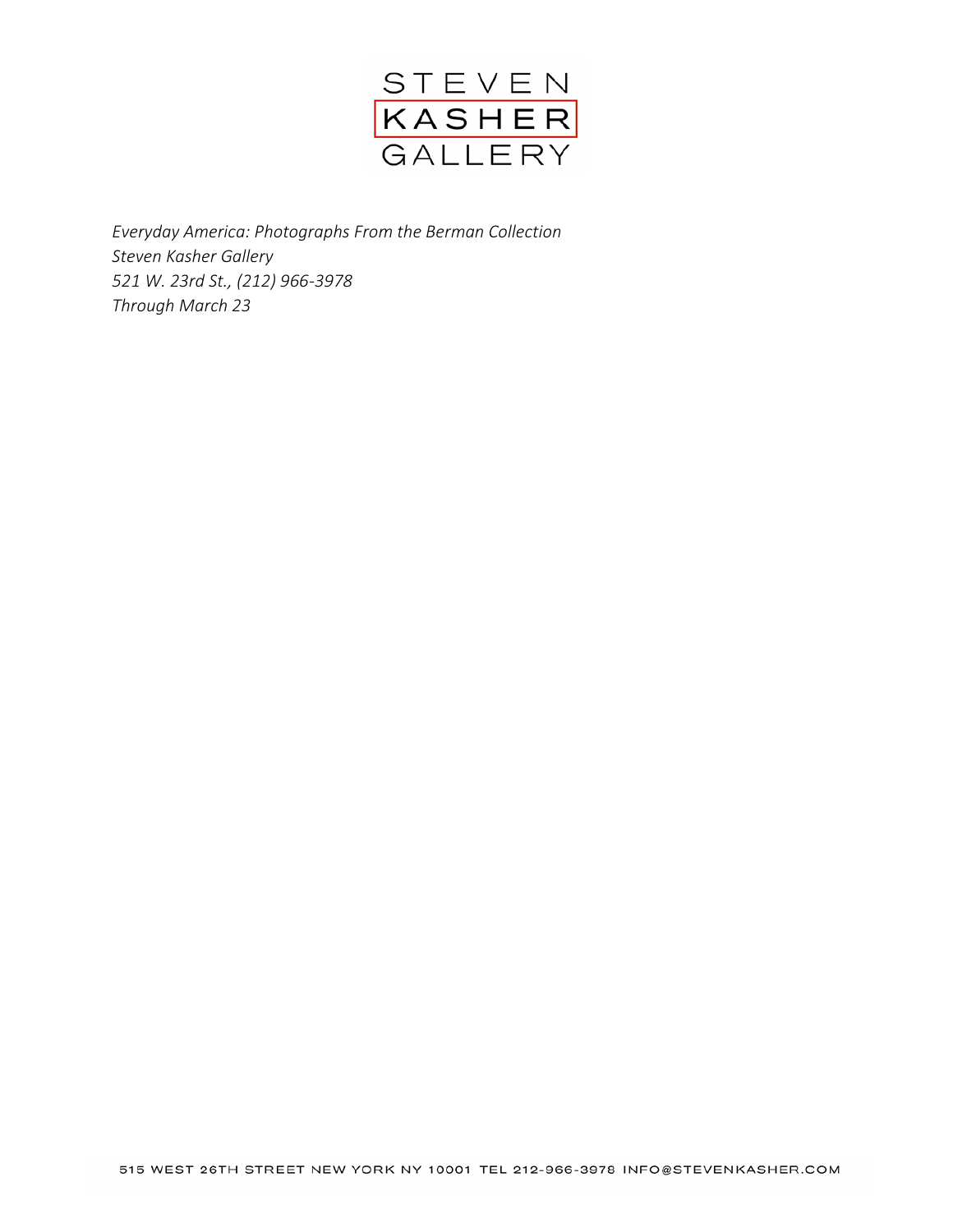*Everyday America: Photographs From the Berman Collection*
*Steven Kasher Gallery*
*521 W. 23rd St., (212) 966-3978*
*Through March 23*